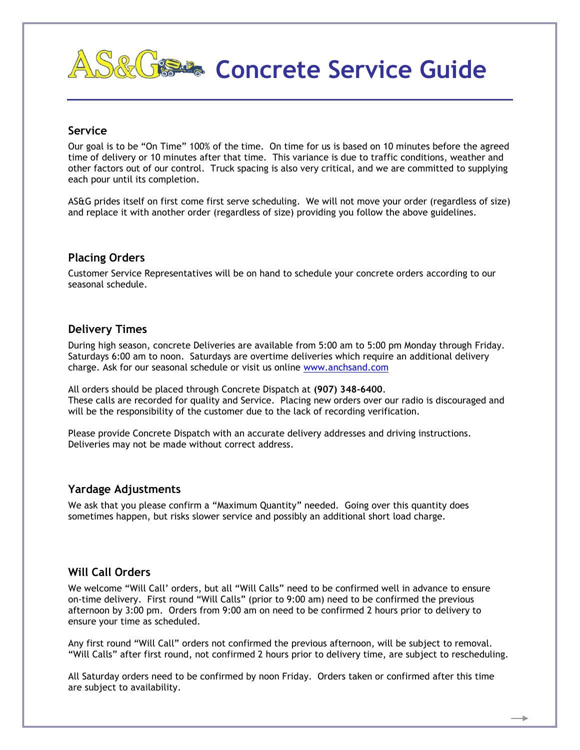# AS&G Concrete Service Guide

## Service

Our goal is to be "On Time" 100% of the time. On time for us is based on 10 minutes before the agreed time of delivery or 10 minutes after that time. This variance is due to traffic conditions, weather and other factors out of our control. Truck spacing is also very critical, and we are committed to supplying each pour until its completion.

AS&G prides itself on first come first serve scheduling. We will not move your order (regardless of size) and replace it with another order (regardless of size) providing you follow the above guidelines.

## Placing Orders

Customer Service Representatives will be on hand to schedule your concrete orders according to our seasonal schedule.

## Delivery Times

During high season, concrete Deliveries are available from 5:00 am to 5:00 pm Monday through Friday. Saturdays 6:00 am to noon. Saturdays are overtime deliveries which require an additional delivery charge. Ask for our seasonal schedule or visit us online [www.anchsand.com](http://www.anchsand.com)

All orders should be placed through Concrete Dispatch at **(907) 348-6400**.
These calls are recorded for quality and Service. Placing new orders over our radio is discouraged and will be the responsibility of the customer due to the lack of recording verification.

Please provide Concrete Dispatch with an accurate delivery addresses and driving instructions. Deliveries may not be made without correct address.

## Yardage Adjustments

We ask that you please confirm a "Maximum Quantity" needed. Going over this quantity does sometimes happen, but risks slower service and possibly an additional short load charge.

## Will Call Orders

We welcome "Will Call' orders, but all "Will Calls" need to be confirmed well in advance to ensure on-time delivery. First round "Will Calls" (prior to 9:00 am) need to be confirmed the previous afternoon by 3:00 pm. Orders from 9:00 am on need to be confirmed 2 hours prior to delivery to ensure your time as scheduled.

Any first round "Will Call" orders not confirmed the previous afternoon, will be subject to removal. "Will Calls" after first round, not confirmed 2 hours prior to delivery time, are subject to rescheduling.

All Saturday orders need to be confirmed by noon Friday. Orders taken or confirmed after this time are subject to availability.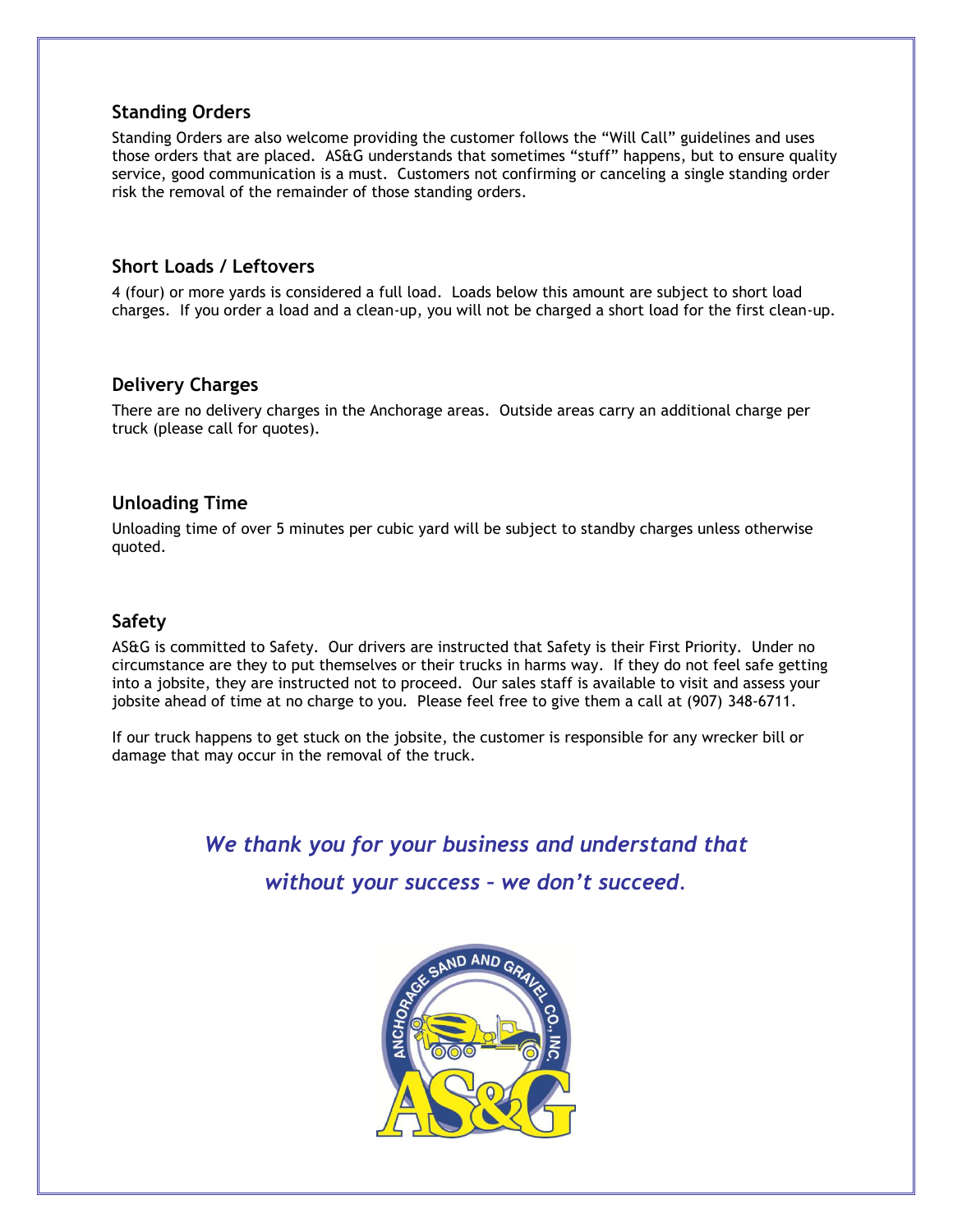## Standing Orders

Standing Orders are also welcome providing the customer follows the "Will Call" guidelines and uses those orders that are placed. AS&G understands that sometimes "stuff" happens, but to ensure quality service, good communication is a must. Customers not confirming or canceling a single standing order risk the removal of the remainder of those standing orders.

## Short Loads / Leftovers

4 (four) or more yards is considered a full load. Loads below this amount are subject to short load charges. If you order a load and a clean-up, you will not be charged a short load for the first clean-up.

## Delivery Charges

There are no delivery charges in the Anchorage areas. Outside areas carry an additional charge per truck (please call for quotes).

## Unloading Time

Unloading time of over 5 minutes per cubic yard will be subject to standby charges unless otherwise quoted.

## Safety

AS&G is committed to Safety. Our drivers are instructed that Safety is their First Priority. Under no circumstance are they to put themselves or their trucks in harms way. If they do not feel safe getting into a jobsite, they are instructed not to proceed. Our sales staff is available to visit and assess your jobsite ahead of time at no charge to you. Please feel free to give them a call at (907) 348-6711.

If our truck happens to get stuck on the jobsite, the customer is responsible for any wrecker bill or damage that may occur in the removal of the truck.

*We thank you for your business and understand that without your success – we don't succeed.*

ANCHORAGE SAND AND GRAVEL CO., INC.

AS&G